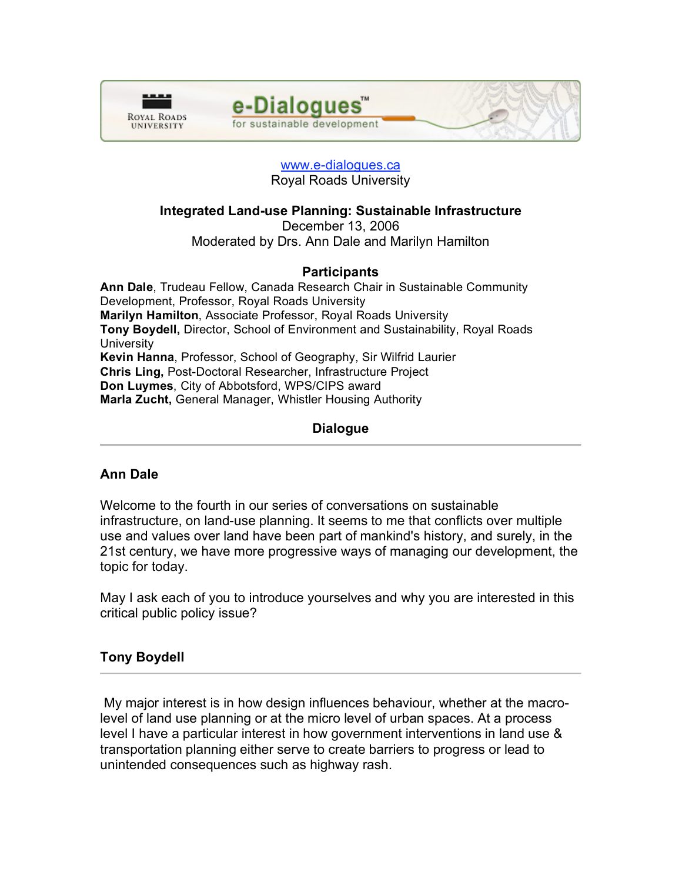www.e-dialogues.ca
Royal Roads University

**Integrated Land-use Planning: Sustainable Infrastructure**
December 13, 2006
Moderated by Drs. Ann Dale and Marilyn Hamilton

## Participants

**Ann Dale**, Trudeau Fellow, Canada Research Chair in Sustainable Community Development, Professor, Royal Roads University
**Marilyn Hamilton**, Associate Professor, Royal Roads University
**Tony Boydell,** Director, School of Environment and Sustainability, Royal Roads University
**Kevin Hanna**, Professor, School of Geography, Sir Wilfrid Laurier
**Chris Ling,** Post-Doctoral Researcher, Infrastructure Project
**Don Luymes**, City of Abbotsford, WPS/CIPS award
**Marla Zucht,** General Manager, Whistler Housing Authority

## Dialogue

### Ann Dale

Welcome to the fourth in our series of conversations on sustainable infrastructure, on land-use planning. It seems to me that conflicts over multiple use and values over land have been part of mankind's history, and surely, in the 21st century, we have more progressive ways of managing our development, the topic for today.

May I ask each of you to introduce yourselves and why you are interested in this critical public policy issue?

### Tony Boydell

My major interest is in how design influences behaviour, whether at the macro-level of land use planning or at the micro level of urban spaces. At a process level I have a particular interest in how government interventions in land use & transportation planning either serve to create barriers to progress or lead to unintended consequences such as highway rash.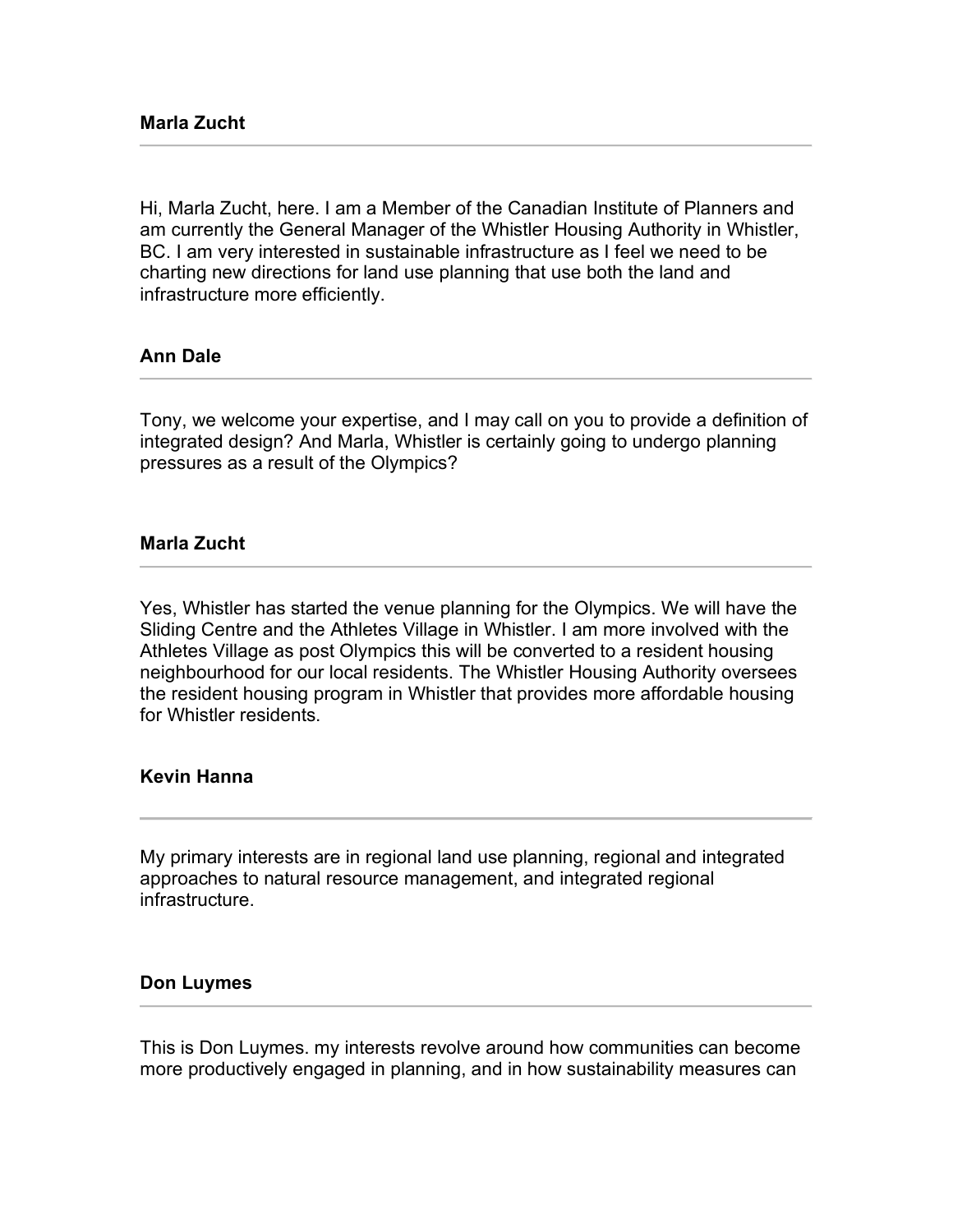**Marla Zucht**

---

Hi, Marla Zucht, here. I am a Member of the Canadian Institute of Planners and am currently the General Manager of the Whistler Housing Authority in Whistler, BC. I am very interested in sustainable infrastructure as I feel we need to be charting new directions for land use planning that use both the land and infrastructure more efficiently.

**Ann Dale**

---

Tony, we welcome your expertise, and I may call on you to provide a definition of integrated design? And Marla, Whistler is certainly going to undergo planning pressures as a result of the Olympics?

**Marla Zucht**

---

Yes, Whistler has started the venue planning for the Olympics. We will have the Sliding Centre and the Athletes Village in Whistler. I am more involved with the Athletes Village as post Olympics this will be converted to a resident housing neighbourhood for our local residents. The Whistler Housing Authority oversees the resident housing program in Whistler that provides more affordable housing for Whistler residents.

**Kevin Hanna**

---

My primary interests are in regional land use planning, regional and integrated approaches to natural resource management, and integrated regional infrastructure.

**Don Luymes**

---

This is Don Luymes. my interests revolve around how communities can become more productively engaged in planning, and in how sustainability measures can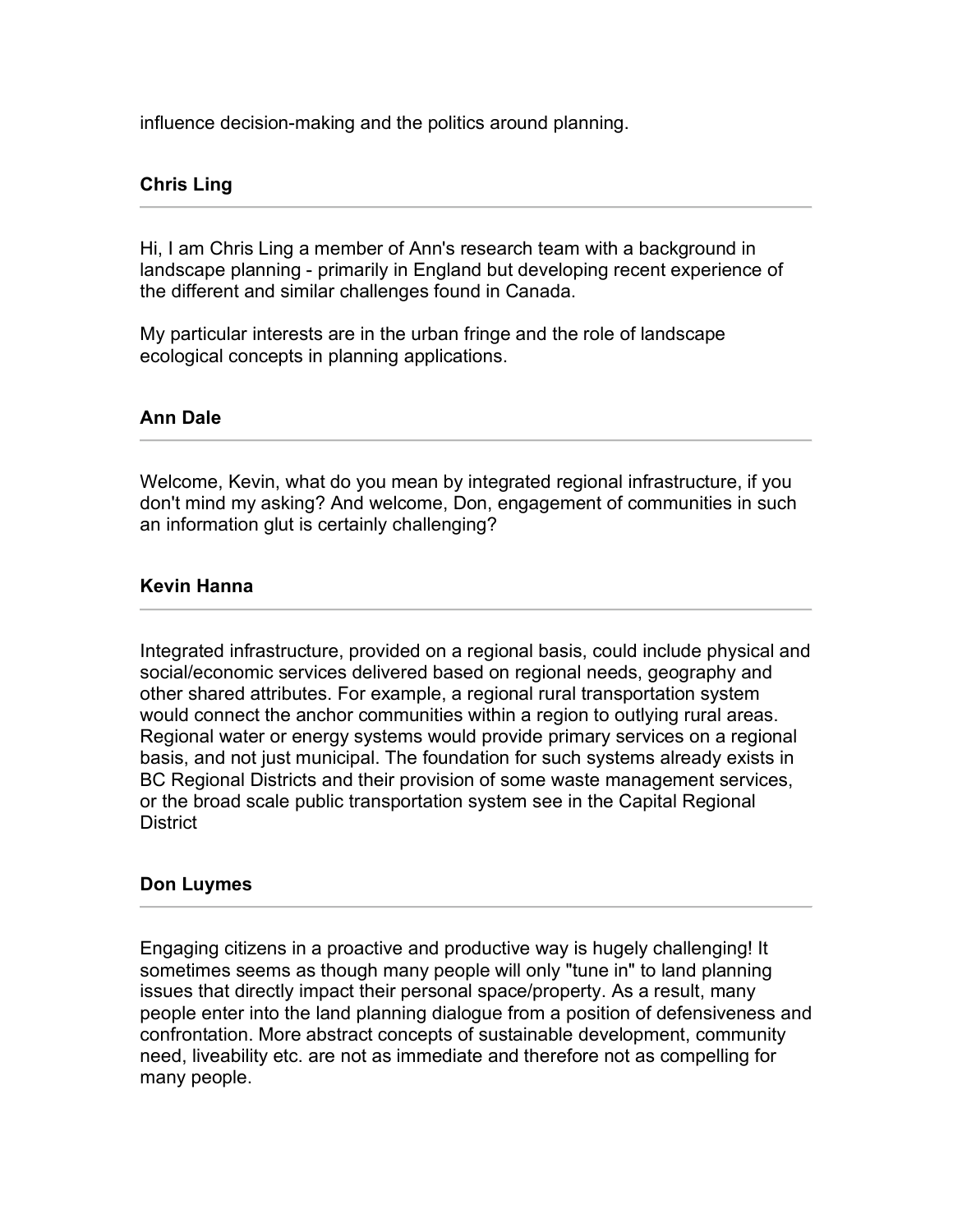influence decision-making and the politics around planning.

**Chris Ling**

---

Hi, I am Chris Ling a member of Ann's research team with a background in landscape planning - primarily in England but developing recent experience of the different and similar challenges found in Canada.

My particular interests are in the urban fringe and the role of landscape ecological concepts in planning applications.

**Ann Dale**

---

Welcome, Kevin, what do you mean by integrated regional infrastructure, if you don't mind my asking? And welcome, Don, engagement of communities in such an information glut is certainly challenging?

**Kevin Hanna**

---

Integrated infrastructure, provided on a regional basis, could include physical and social/economic services delivered based on regional needs, geography and other shared attributes. For example, a regional rural transportation system would connect the anchor communities within a region to outlying rural areas. Regional water or energy systems would provide primary services on a regional basis, and not just municipal. The foundation for such systems already exists in BC Regional Districts and their provision of some waste management services, or the broad scale public transportation system see in the Capital Regional District

**Don Luymes**

---

Engaging citizens in a proactive and productive way is hugely challenging! It sometimes seems as though many people will only "tune in" to land planning issues that directly impact their personal space/property. As a result, many people enter into the land planning dialogue from a position of defensiveness and confrontation. More abstract concepts of sustainable development, community need, liveability etc. are not as immediate and therefore not as compelling for many people.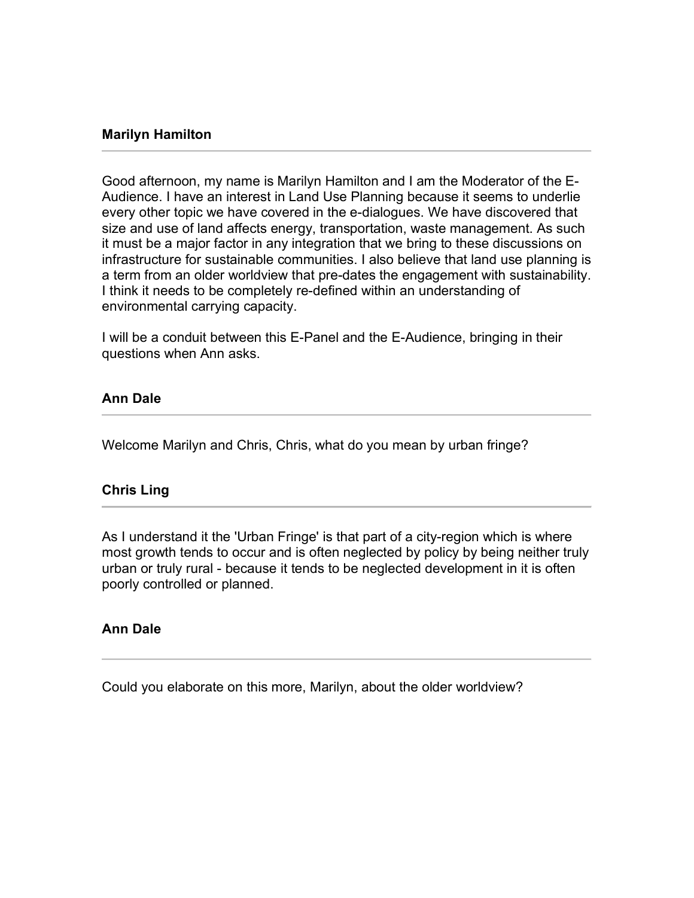**Marilyn Hamilton**

---

Good afternoon, my name is Marilyn Hamilton and I am the Moderator of the E-Audience. I have an interest in Land Use Planning because it seems to underlie every other topic we have covered in the e-dialogues. We have discovered that size and use of land affects energy, transportation, waste management. As such it must be a major factor in any integration that we bring to these discussions on infrastructure for sustainable communities. I also believe that land use planning is a term from an older worldview that pre-dates the engagement with sustainability. I think it needs to be completely re-defined within an understanding of environmental carrying capacity.

I will be a conduit between this E-Panel and the E-Audience, bringing in their questions when Ann asks.

**Ann Dale**

---

Welcome Marilyn and Chris, Chris, what do you mean by urban fringe?

**Chris Ling**

---

As I understand it the 'Urban Fringe' is that part of a city-region which is where most growth tends to occur and is often neglected by policy by being neither truly urban or truly rural - because it tends to be neglected development in it is often poorly controlled or planned.

**Ann Dale**

---

Could you elaborate on this more, Marilyn, about the older worldview?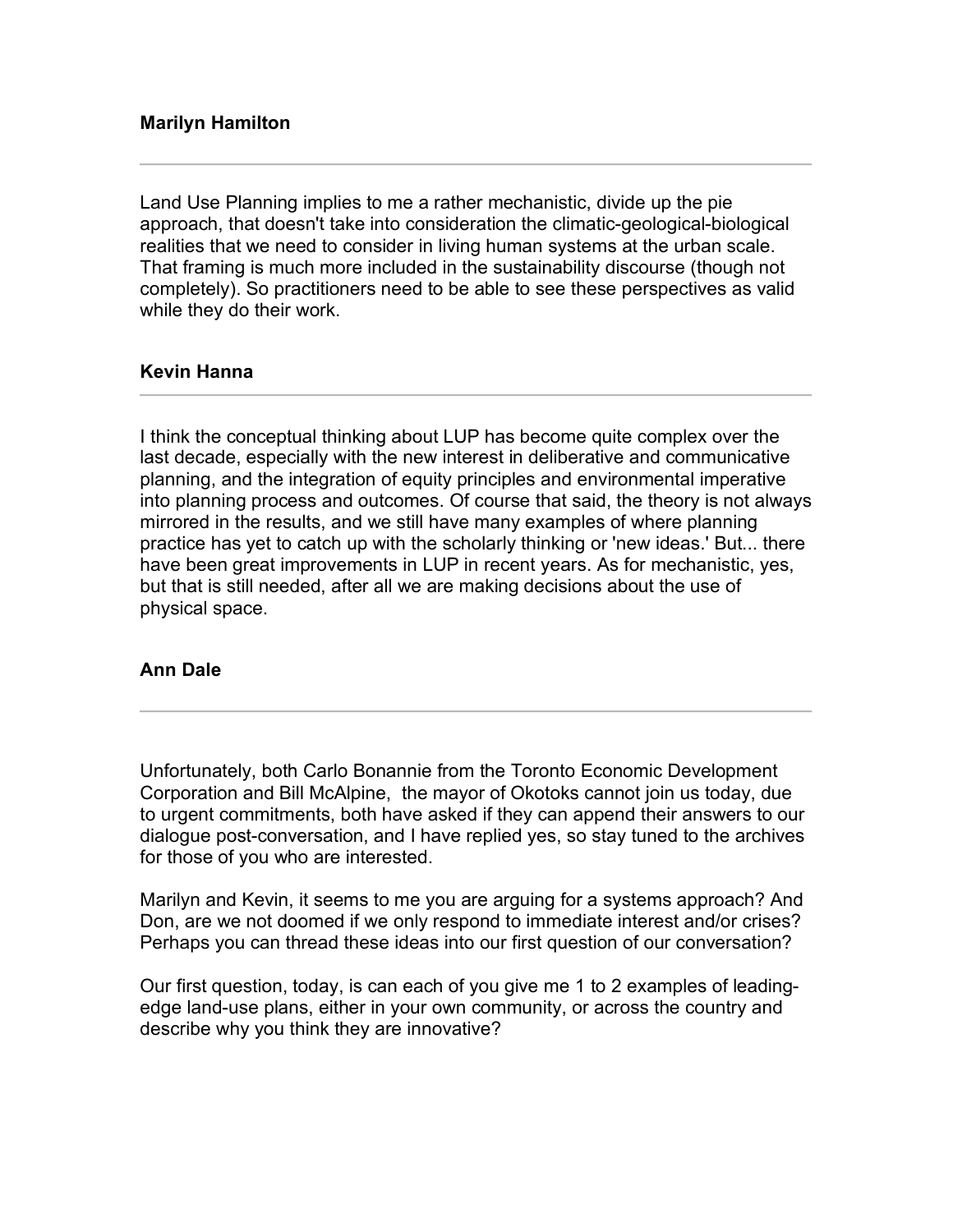**Marilyn Hamilton**

---

Land Use Planning implies to me a rather mechanistic, divide up the pie approach, that doesn't take into consideration the climatic-geological-biological realities that we need to consider in living human systems at the urban scale. That framing is much more included in the sustainability discourse (though not completely). So practitioners need to be able to see these perspectives as valid while they do their work.

**Kevin Hanna**

---

I think the conceptual thinking about LUP has become quite complex over the last decade, especially with the new interest in deliberative and communicative planning, and the integration of equity principles and environmental imperative into planning process and outcomes. Of course that said, the theory is not always mirrored in the results, and we still have many examples of where planning practice has yet to catch up with the scholarly thinking or 'new ideas.' But... there have been great improvements in LUP in recent years. As for mechanistic, yes, but that is still needed, after all we are making decisions about the use of physical space.

**Ann Dale**

---

Unfortunately, both Carlo Bonannie from the Toronto Economic Development Corporation and Bill McAlpine, the mayor of Okotoks cannot join us today, due to urgent commitments, both have asked if they can append their answers to our dialogue post-conversation, and I have replied yes, so stay tuned to the archives for those of you who are interested.

Marilyn and Kevin, it seems to me you are arguing for a systems approach? And Don, are we not doomed if we only respond to immediate interest and/or crises? Perhaps you can thread these ideas into our first question of our conversation?

Our first question, today, is can each of you give me 1 to 2 examples of leading-edge land-use plans, either in your own community, or across the country and describe why you think they are innovative?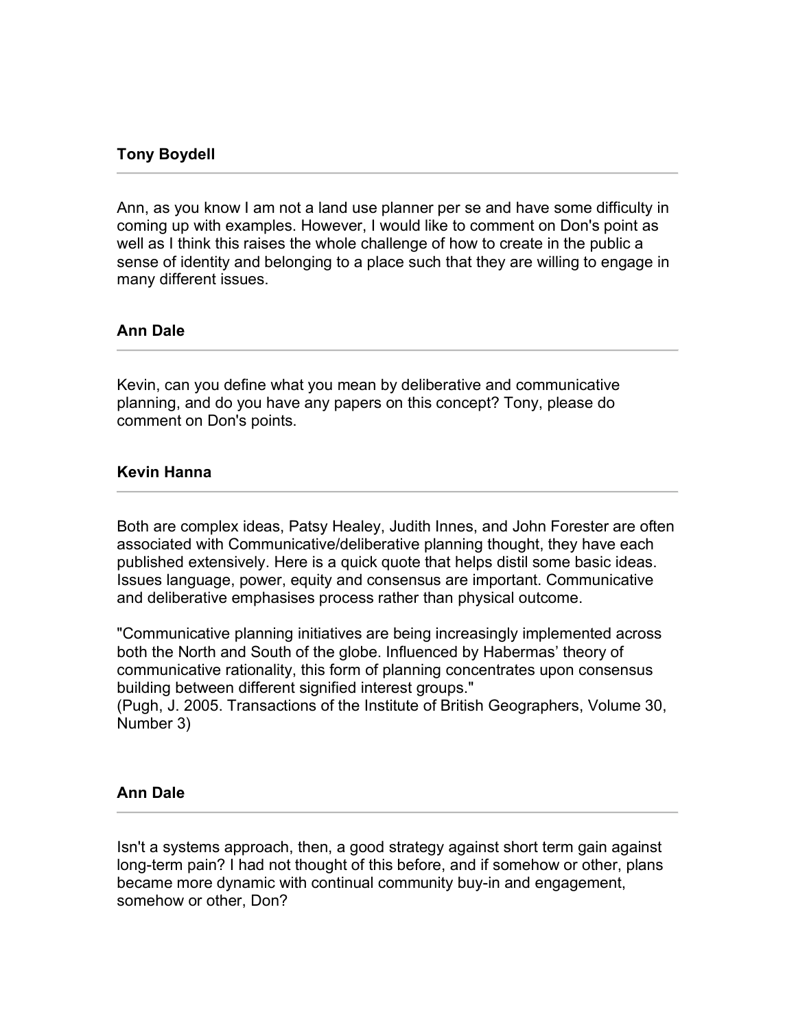**Tony Boydell**

---

Ann, as you know I am not a land use planner per se and have some difficulty in coming up with examples. However, I would like to comment on Don's point as well as I think this raises the whole challenge of how to create in the public a sense of identity and belonging to a place such that they are willing to engage in many different issues.

**Ann Dale**

---

Kevin, can you define what you mean by deliberative and communicative planning, and do you have any papers on this concept? Tony, please do comment on Don's points.

**Kevin Hanna**

---

Both are complex ideas, Patsy Healey, Judith Innes, and John Forester are often associated with Communicative/deliberative planning thought, they have each published extensively. Here is a quick quote that helps distil some basic ideas. Issues language, power, equity and consensus are important. Communicative and deliberative emphasises process rather than physical outcome.

"Communicative planning initiatives are being increasingly implemented across both the North and South of the globe. Influenced by Habermas' theory of communicative rationality, this form of planning concentrates upon consensus building between different signified interest groups."
(Pugh, J. 2005. Transactions of the Institute of British Geographers, Volume 30, Number 3)

**Ann Dale**

---

Isn't a systems approach, then, a good strategy against short term gain against long-term pain? I had not thought of this before, and if somehow or other, plans became more dynamic with continual community buy-in and engagement, somehow or other, Don?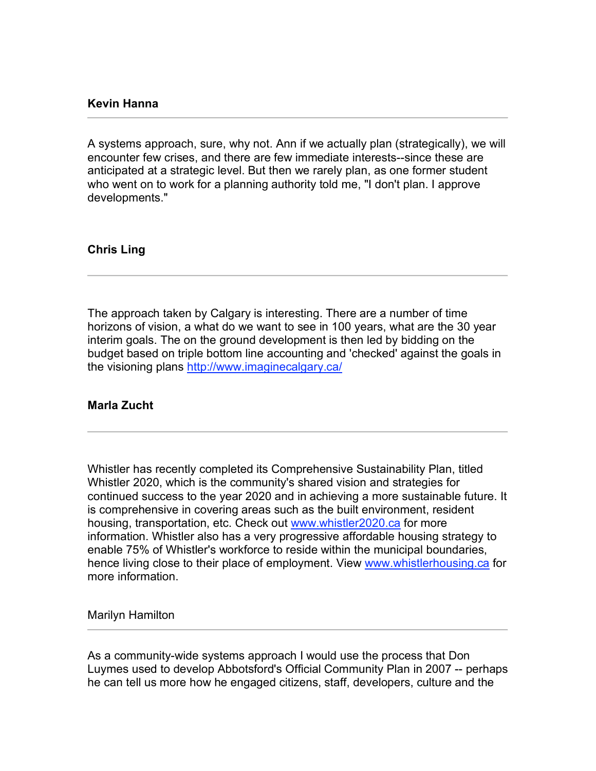**Kevin Hanna**

---

A systems approach, sure, why not. Ann if we actually plan (strategically), we will encounter few crises, and there are few immediate interests--since these are anticipated at a strategic level. But then we rarely plan, as one former student who went on to work for a planning authority told me, "I don't plan. I approve developments."

**Chris Ling**

---

The approach taken by Calgary is interesting. There are a number of time horizons of vision, a what do we want to see in 100 years, what are the 30 year interim goals. The on the ground development is then led by bidding on the budget based on triple bottom line accounting and 'checked' against the goals in the visioning plans [http://www.imaginecalgary.ca/](http://www.imaginecalgary.ca/)

**Marla Zucht**

---

Whistler has recently completed its Comprehensive Sustainability Plan, titled Whistler 2020, which is the community's shared vision and strategies for continued success to the year 2020 and in achieving a more sustainable future. It is comprehensive in covering areas such as the built environment, resident housing, transportation, etc. Check out [www.whistler2020.ca](www.whistler2020.ca) for more information. Whistler also has a very progressive affordable housing strategy to enable 75% of Whistler's workforce to reside within the municipal boundaries, hence living close to their place of employment. View [www.whistlerhousing.ca](www.whistlerhousing.ca) for more information.

Marilyn Hamilton

---

As a community-wide systems approach I would use the process that Don Luymes used to develop Abbotsford's Official Community Plan in 2007 -- perhaps he can tell us more how he engaged citizens, staff, developers, culture and the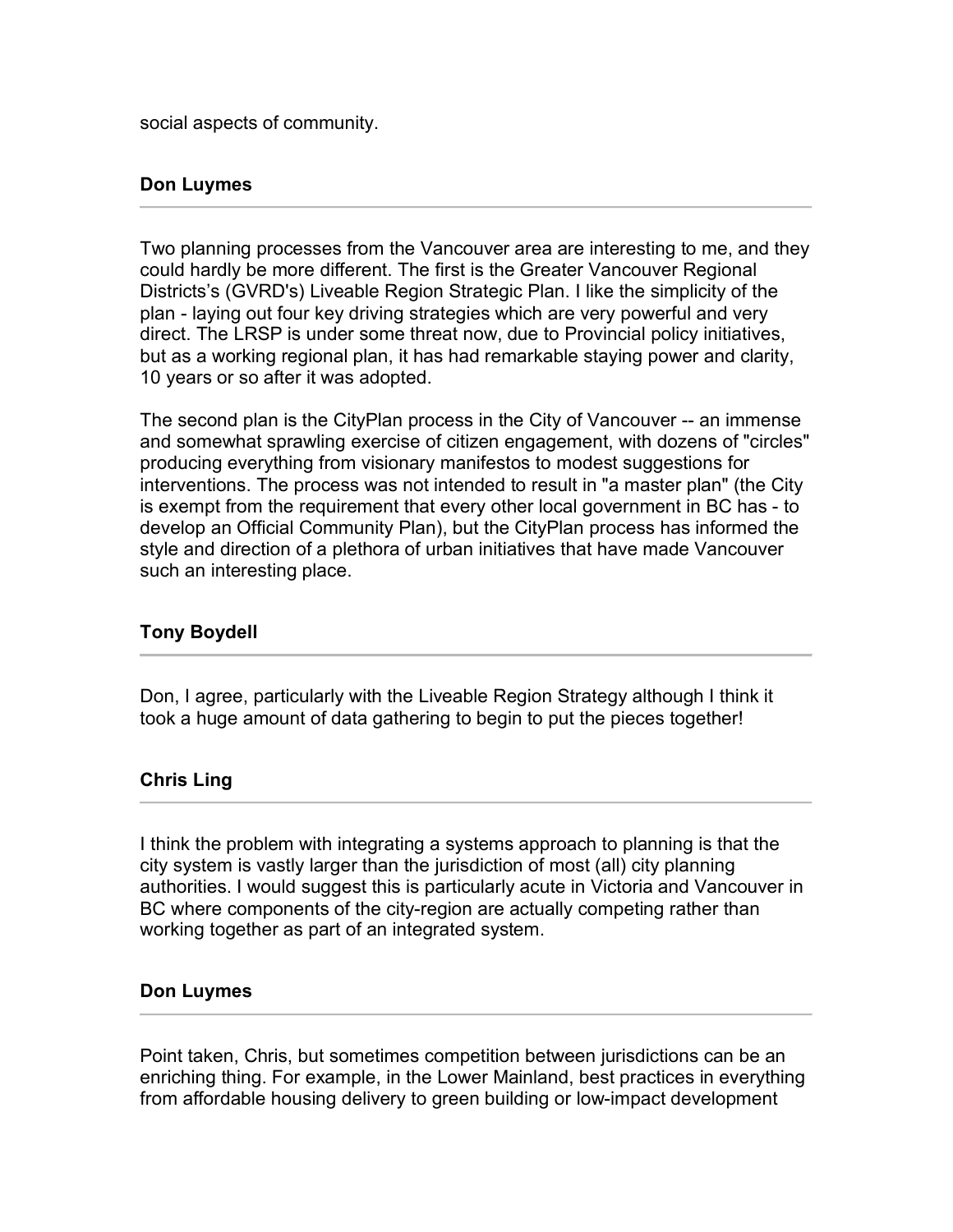social aspects of community.

**Don Luymes**

---

Two planning processes from the Vancouver area are interesting to me, and they could hardly be more different. The first is the Greater Vancouver Regional Districts's (GVRD's) Liveable Region Strategic Plan. I like the simplicity of the plan - laying out four key driving strategies which are very powerful and very direct. The LRSP is under some threat now, due to Provincial policy initiatives, but as a working regional plan, it has had remarkable staying power and clarity, 10 years or so after it was adopted.

The second plan is the CityPlan process in the City of Vancouver -- an immense and somewhat sprawling exercise of citizen engagement, with dozens of "circles" producing everything from visionary manifestos to modest suggestions for interventions. The process was not intended to result in "a master plan" (the City is exempt from the requirement that every other local government in BC has - to develop an Official Community Plan), but the CityPlan process has informed the style and direction of a plethora of urban initiatives that have made Vancouver such an interesting place.

**Tony Boydell**

---

Don, I agree, particularly with the Liveable Region Strategy although I think it took a huge amount of data gathering to begin to put the pieces together!

**Chris Ling**

---

I think the problem with integrating a systems approach to planning is that the city system is vastly larger than the jurisdiction of most (all) city planning authorities. I would suggest this is particularly acute in Victoria and Vancouver in BC where components of the city-region are actually competing rather than working together as part of an integrated system.

**Don Luymes**

---

Point taken, Chris, but sometimes competition between jurisdictions can be an enriching thing. For example, in the Lower Mainland, best practices in everything from affordable housing delivery to green building or low-impact development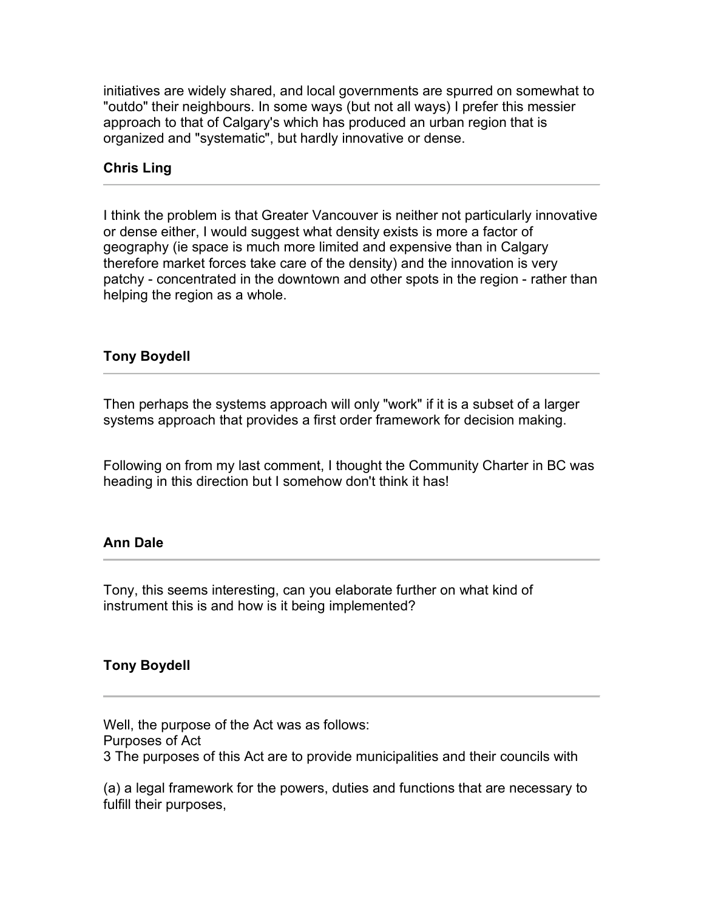initiatives are widely shared, and local governments are spurred on somewhat to "outdo" their neighbours. In some ways (but not all ways) I prefer this messier approach to that of Calgary's which has produced an urban region that is organized and "systematic", but hardly innovative or dense.

**Chris Ling**

---

I think the problem is that Greater Vancouver is neither not particularly innovative or dense either, I would suggest what density exists is more a factor of geography (ie space is much more limited and expensive than in Calgary therefore market forces take care of the density) and the innovation is very patchy - concentrated in the downtown and other spots in the region - rather than helping the region as a whole.

**Tony Boydell**

---

Then perhaps the systems approach will only "work" if it is a subset of a larger systems approach that provides a first order framework for decision making.

Following on from my last comment, I thought the Community Charter in BC was heading in this direction but I somehow don't think it has!

**Ann Dale**

---

Tony, this seems interesting, can you elaborate further on what kind of instrument this is and how is it being implemented?

**Tony Boydell**

---

Well, the purpose of the Act was as follows:
Purposes of Act
3 The purposes of this Act are to provide municipalities and their councils with

(a) a legal framework for the powers, duties and functions that are necessary to fulfill their purposes,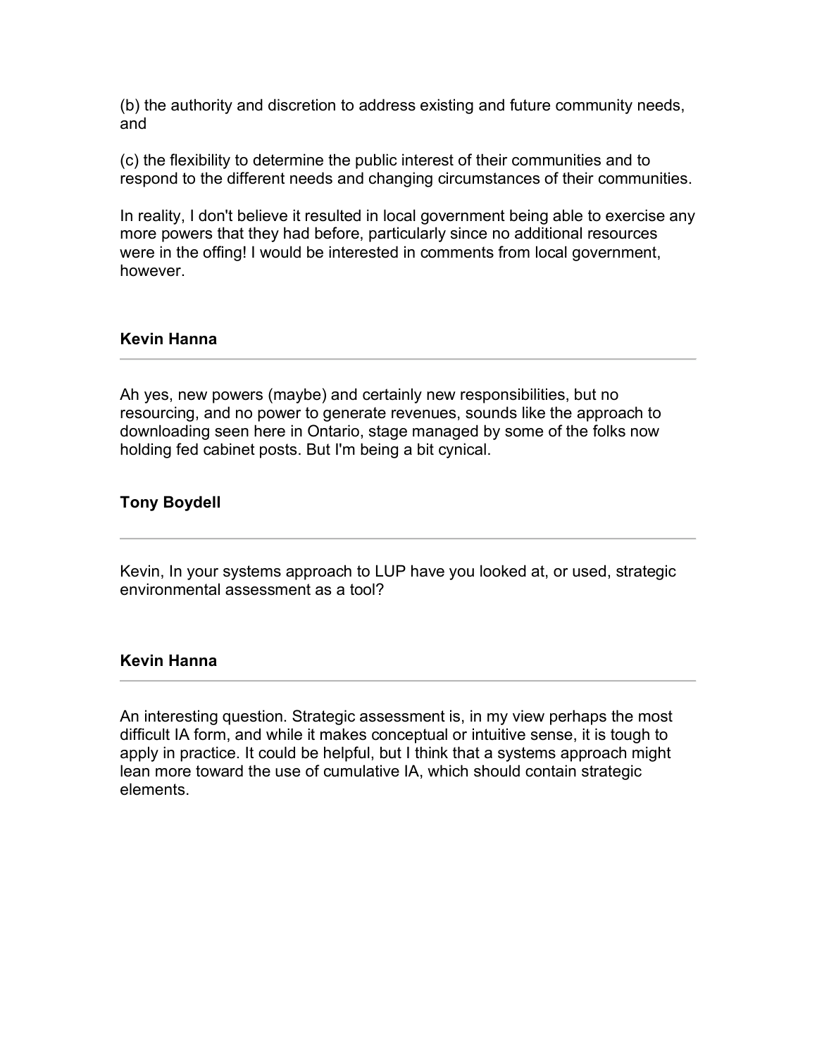(b) the authority and discretion to address existing and future community needs, and

(c) the flexibility to determine the public interest of their communities and to respond to the different needs and changing circumstances of their communities.

In reality, I don't believe it resulted in local government being able to exercise any more powers that they had before, particularly since no additional resources were in the offing! I would be interested in comments from local government, however.

**Kevin Hanna**

---

Ah yes, new powers (maybe) and certainly new responsibilities, but no resourcing, and no power to generate revenues, sounds like the approach to downloading seen here in Ontario, stage managed by some of the folks now holding fed cabinet posts. But I'm being a bit cynical.

**Tony Boydell**

---

Kevin, In your systems approach to LUP have you looked at, or used, strategic environmental assessment as a tool?

**Kevin Hanna**

---

An interesting question. Strategic assessment is, in my view perhaps the most difficult IA form, and while it makes conceptual or intuitive sense, it is tough to apply in practice. It could be helpful, but I think that a systems approach might lean more toward the use of cumulative IA, which should contain strategic elements.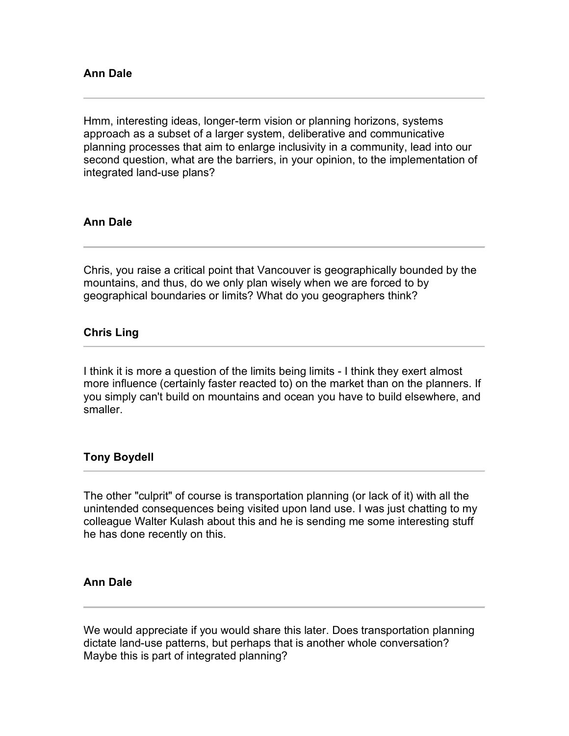**Ann Dale**

---

Hmm, interesting ideas, longer-term vision or planning horizons, systems approach as a subset of a larger system, deliberative and communicative planning processes that aim to enlarge inclusivity in a community, lead into our second question, what are the barriers, in your opinion, to the implementation of integrated land-use plans?

**Ann Dale**

---

Chris, you raise a critical point that Vancouver is geographically bounded by the mountains, and thus, do we only plan wisely when we are forced to by geographical boundaries or limits? What do you geographers think?

**Chris Ling**

---

I think it is more a question of the limits being limits - I think they exert almost more influence (certainly faster reacted to) on the market than on the planners. If you simply can't build on mountains and ocean you have to build elsewhere, and smaller.

**Tony Boydell**

---

The other "culprit" of course is transportation planning (or lack of it) with all the unintended consequences being visited upon land use. I was just chatting to my colleague Walter Kulash about this and he is sending me some interesting stuff he has done recently on this.

**Ann Dale**

---

We would appreciate if you would share this later. Does transportation planning dictate land-use patterns, but perhaps that is another whole conversation? Maybe this is part of integrated planning?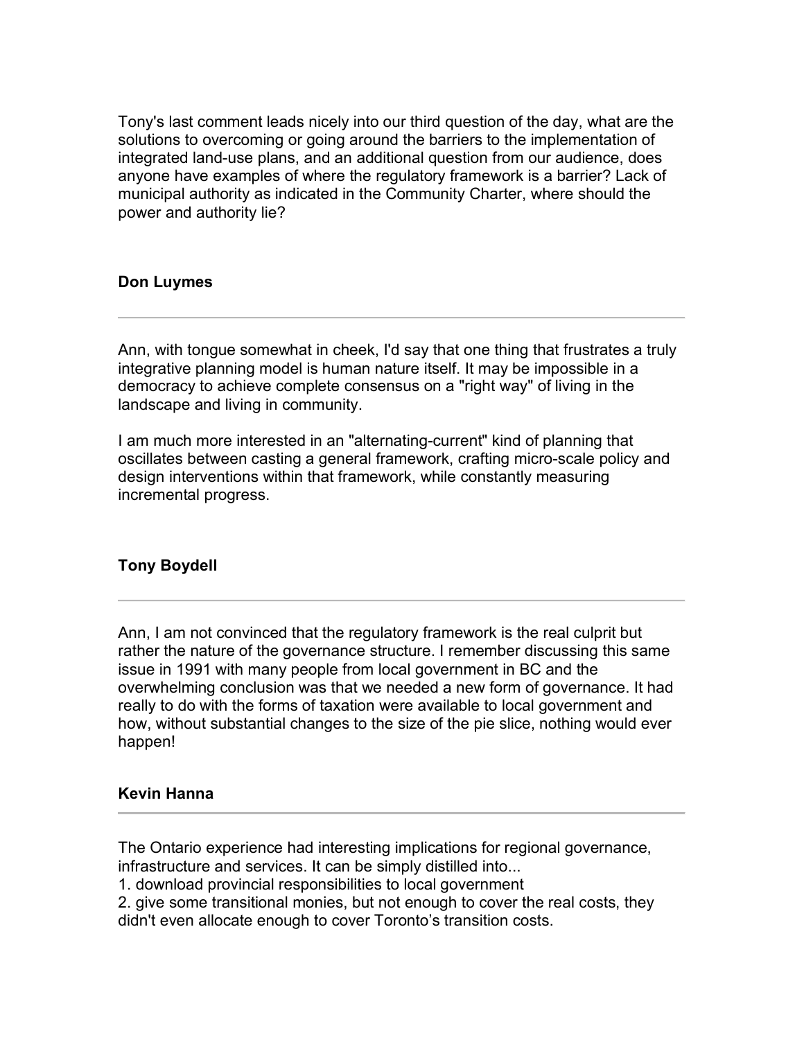Tony's last comment leads nicely into our third question of the day, what are the solutions to overcoming or going around the barriers to the implementation of integrated land-use plans, and an additional question from our audience, does anyone have examples of where the regulatory framework is a barrier? Lack of municipal authority as indicated in the Community Charter, where should the power and authority lie?

**Don Luymes**

---

Ann, with tongue somewhat in cheek, I'd say that one thing that frustrates a truly integrative planning model is human nature itself. It may be impossible in a democracy to achieve complete consensus on a "right way" of living in the landscape and living in community.

I am much more interested in an "alternating-current" kind of planning that oscillates between casting a general framework, crafting micro-scale policy and design interventions within that framework, while constantly measuring incremental progress.

**Tony Boydell**

---

Ann, I am not convinced that the regulatory framework is the real culprit but rather the nature of the governance structure. I remember discussing this same issue in 1991 with many people from local government in BC and the overwhelming conclusion was that we needed a new form of governance. It had really to do with the forms of taxation were available to local government and how, without substantial changes to the size of the pie slice, nothing would ever happen!

**Kevin Hanna**

---

The Ontario experience had interesting implications for regional governance, infrastructure and services. It can be simply distilled into...

1. download provincial responsibilities to local government
2. give some transitional monies, but not enough to cover the real costs, they didn't even allocate enough to cover Toronto's transition costs.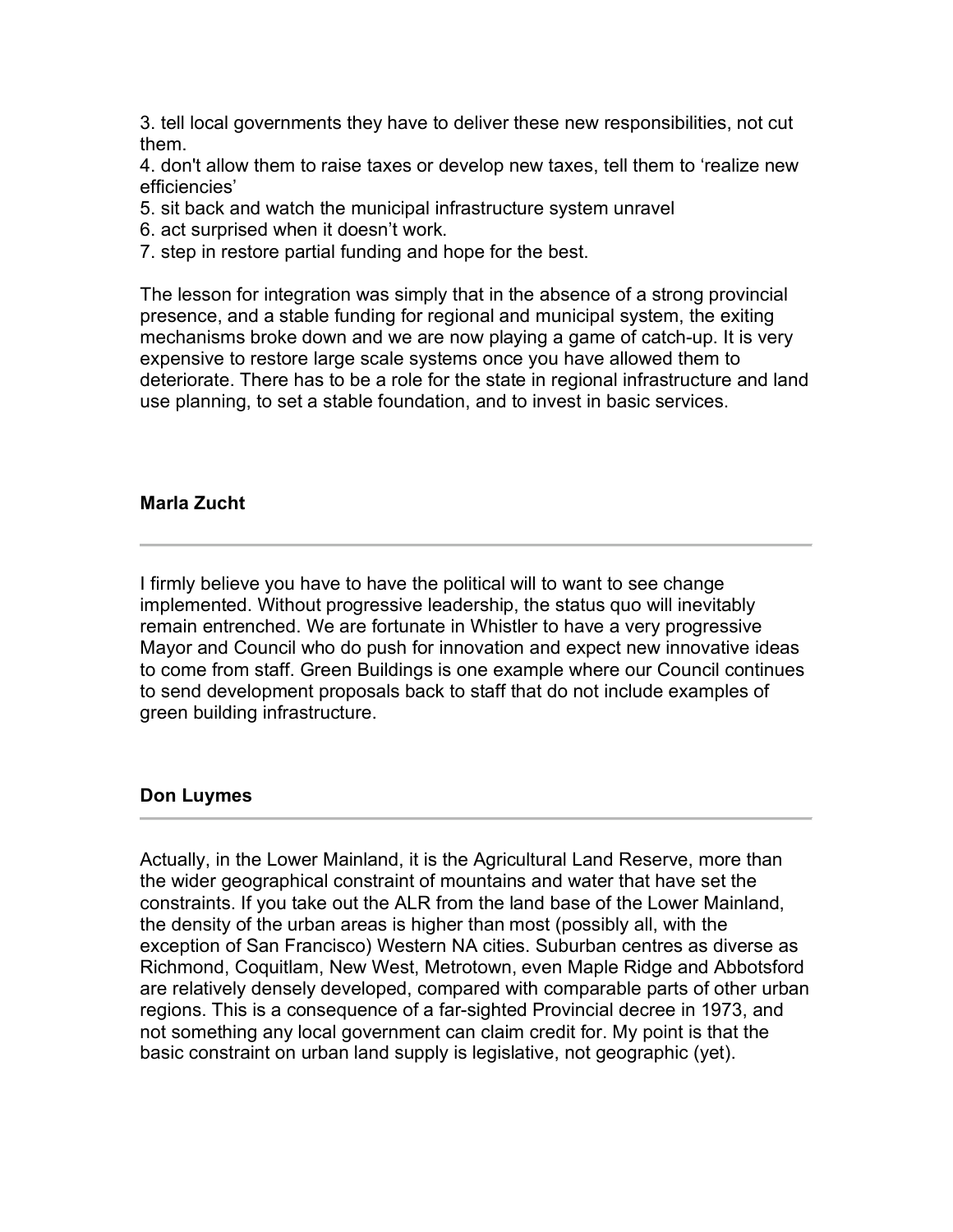3. tell local governments they have to deliver these new responsibilities, not cut them.
4. don't allow them to raise taxes or develop new taxes, tell them to 'realize new efficiencies'
5. sit back and watch the municipal infrastructure system unravel
6. act surprised when it doesn't work.
7. step in restore partial funding and hope for the best.

The lesson for integration was simply that in the absence of a strong provincial presence, and a stable funding for regional and municipal system, the exiting mechanisms broke down and we are now playing a game of catch-up. It is very expensive to restore large scale systems once you have allowed them to deteriorate. There has to be a role for the state in regional infrastructure and land use planning, to set a stable foundation, and to invest in basic services.

**Marla Zucht**

---

I firmly believe you have to have the political will to want to see change implemented. Without progressive leadership, the status quo will inevitably remain entrenched. We are fortunate in Whistler to have a very progressive Mayor and Council who do push for innovation and expect new innovative ideas to come from staff. Green Buildings is one example where our Council continues to send development proposals back to staff that do not include examples of green building infrastructure.

**Don Luymes**

---

Actually, in the Lower Mainland, it is the Agricultural Land Reserve, more than the wider geographical constraint of mountains and water that have set the constraints. If you take out the ALR from the land base of the Lower Mainland, the density of the urban areas is higher than most (possibly all, with the exception of San Francisco) Western NA cities. Suburban centres as diverse as Richmond, Coquitlam, New West, Metrotown, even Maple Ridge and Abbotsford are relatively densely developed, compared with comparable parts of other urban regions. This is a consequence of a far-sighted Provincial decree in 1973, and not something any local government can claim credit for. My point is that the basic constraint on urban land supply is legislative, not geographic (yet).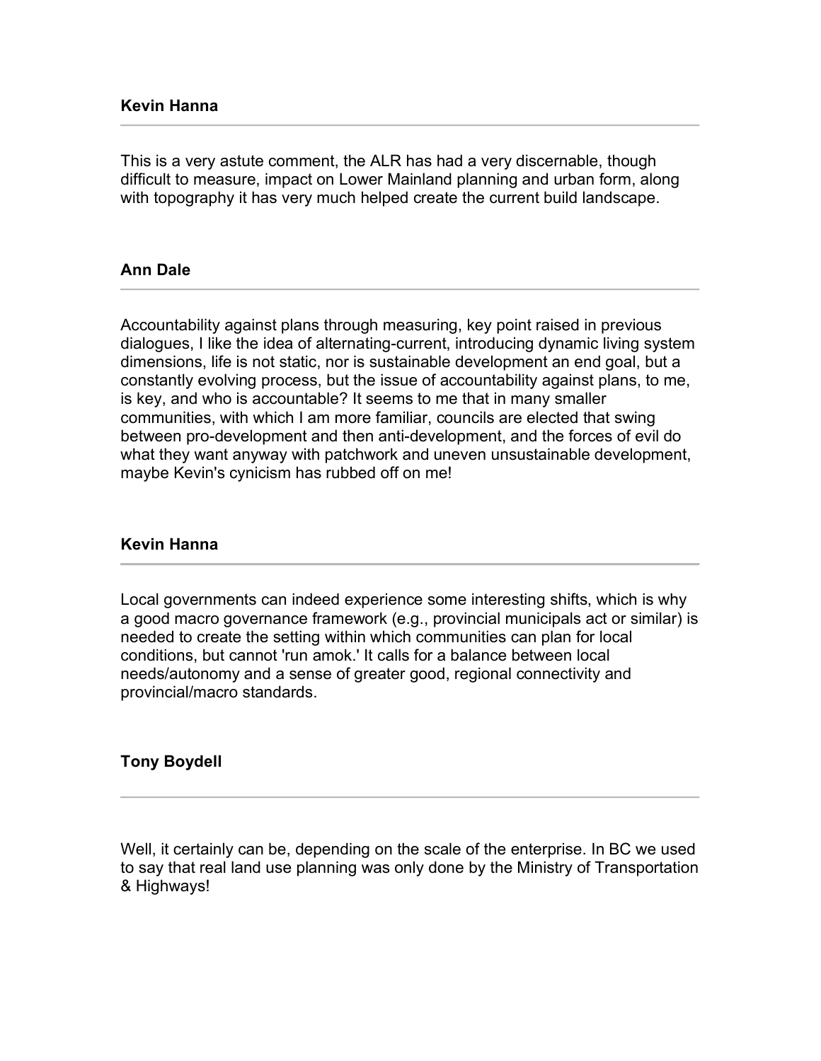**Kevin Hanna**

---

This is a very astute comment, the ALR has had a very discernable, though difficult to measure, impact on Lower Mainland planning and urban form, along with topography it has very much helped create the current build landscape.

**Ann Dale**

---

Accountability against plans through measuring, key point raised in previous dialogues, I like the idea of alternating-current, introducing dynamic living system dimensions, life is not static, nor is sustainable development an end goal, but a constantly evolving process, but the issue of accountability against plans, to me, is key, and who is accountable? It seems to me that in many smaller communities, with which I am more familiar, councils are elected that swing between pro-development and then anti-development, and the forces of evil do what they want anyway with patchwork and uneven unsustainable development, maybe Kevin's cynicism has rubbed off on me!

**Kevin Hanna**

---

Local governments can indeed experience some interesting shifts, which is why a good macro governance framework (e.g., provincial municipals act or similar) is needed to create the setting within which communities can plan for local conditions, but cannot 'run amok.' It calls for a balance between local needs/autonomy and a sense of greater good, regional connectivity and provincial/macro standards.

**Tony Boydell**

---

Well, it certainly can be, depending on the scale of the enterprise. In BC we used to say that real land use planning was only done by the Ministry of Transportation & Highways!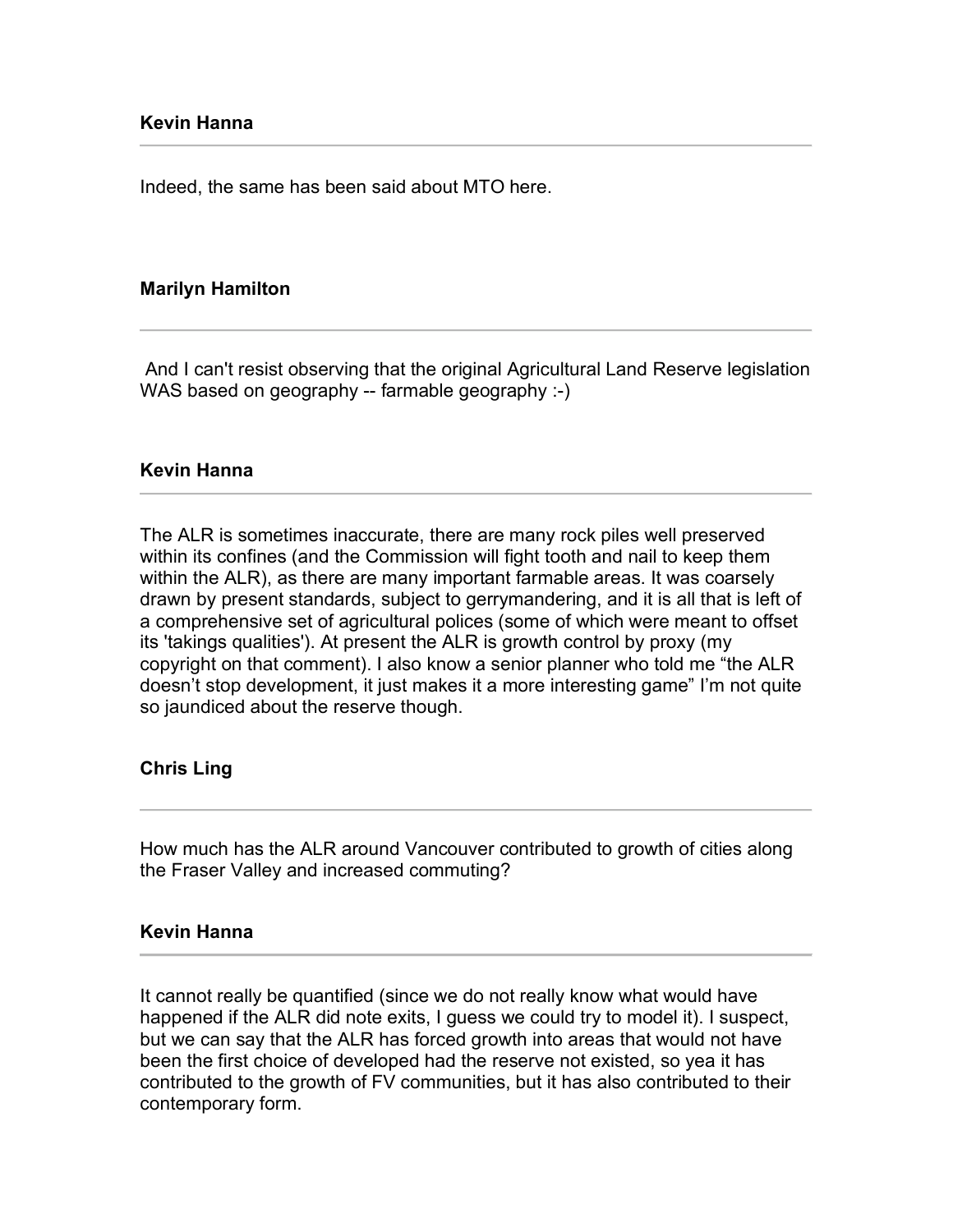**Kevin Hanna**

---

Indeed, the same has been said about MTO here.

**Marilyn Hamilton**

---

And I can't resist observing that the original Agricultural Land Reserve legislation WAS based on geography -- farmable geography :-)

**Kevin Hanna**

---

The ALR is sometimes inaccurate, there are many rock piles well preserved within its confines (and the Commission will fight tooth and nail to keep them within the ALR), as there are many important farmable areas. It was coarsely drawn by present standards, subject to gerrymandering, and it is all that is left of a comprehensive set of agricultural polices (some of which were meant to offset its 'takings qualities'). At present the ALR is growth control by proxy (my copyright on that comment). I also know a senior planner who told me "the ALR doesn't stop development, it just makes it a more interesting game" I'm not quite so jaundiced about the reserve though.

**Chris Ling**

---

How much has the ALR around Vancouver contributed to growth of cities along the Fraser Valley and increased commuting?

**Kevin Hanna**

---

It cannot really be quantified (since we do not really know what would have happened if the ALR did note exits, I guess we could try to model it). I suspect, but we can say that the ALR has forced growth into areas that would not have been the first choice of developed had the reserve not existed, so yea it has contributed to the growth of FV communities, but it has also contributed to their contemporary form.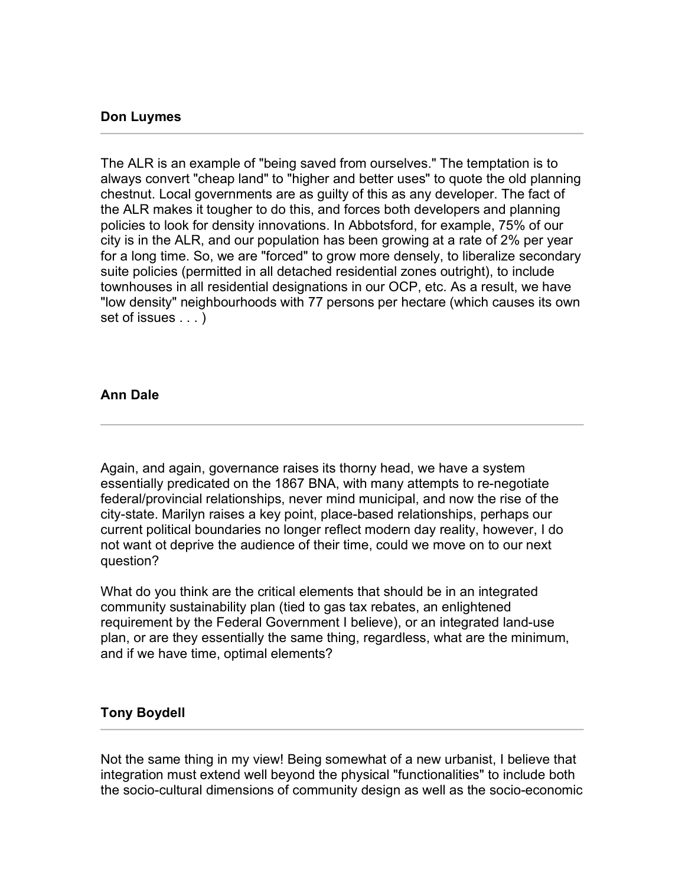**Don Luymes**

---

The ALR is an example of "being saved from ourselves." The temptation is to always convert "cheap land" to "higher and better uses" to quote the old planning chestnut. Local governments are as guilty of this as any developer. The fact of the ALR makes it tougher to do this, and forces both developers and planning policies to look for density innovations. In Abbotsford, for example, 75% of our city is in the ALR, and our population has been growing at a rate of 2% per year for a long time. So, we are "forced" to grow more densely, to liberalize secondary suite policies (permitted in all detached residential zones outright), to include townhouses in all residential designations in our OCP, etc. As a result, we have "low density" neighbourhoods with 77 persons per hectare (which causes its own set of issues . . . )

**Ann Dale**

---

Again, and again, governance raises its thorny head, we have a system essentially predicated on the 1867 BNA, with many attempts to re-negotiate federal/provincial relationships, never mind municipal, and now the rise of the city-state. Marilyn raises a key point, place-based relationships, perhaps our current political boundaries no longer reflect modern day reality, however, I do not want ot deprive the audience of their time, could we move on to our next question?

What do you think are the critical elements that should be in an integrated community sustainability plan (tied to gas tax rebates, an enlightened requirement by the Federal Government I believe), or an integrated land-use plan, or are they essentially the same thing, regardless, what are the minimum, and if we have time, optimal elements?

**Tony Boydell**

---

Not the same thing in my view! Being somewhat of a new urbanist, I believe that integration must extend well beyond the physical "functionalities" to include both the socio-cultural dimensions of community design as well as the socio-economic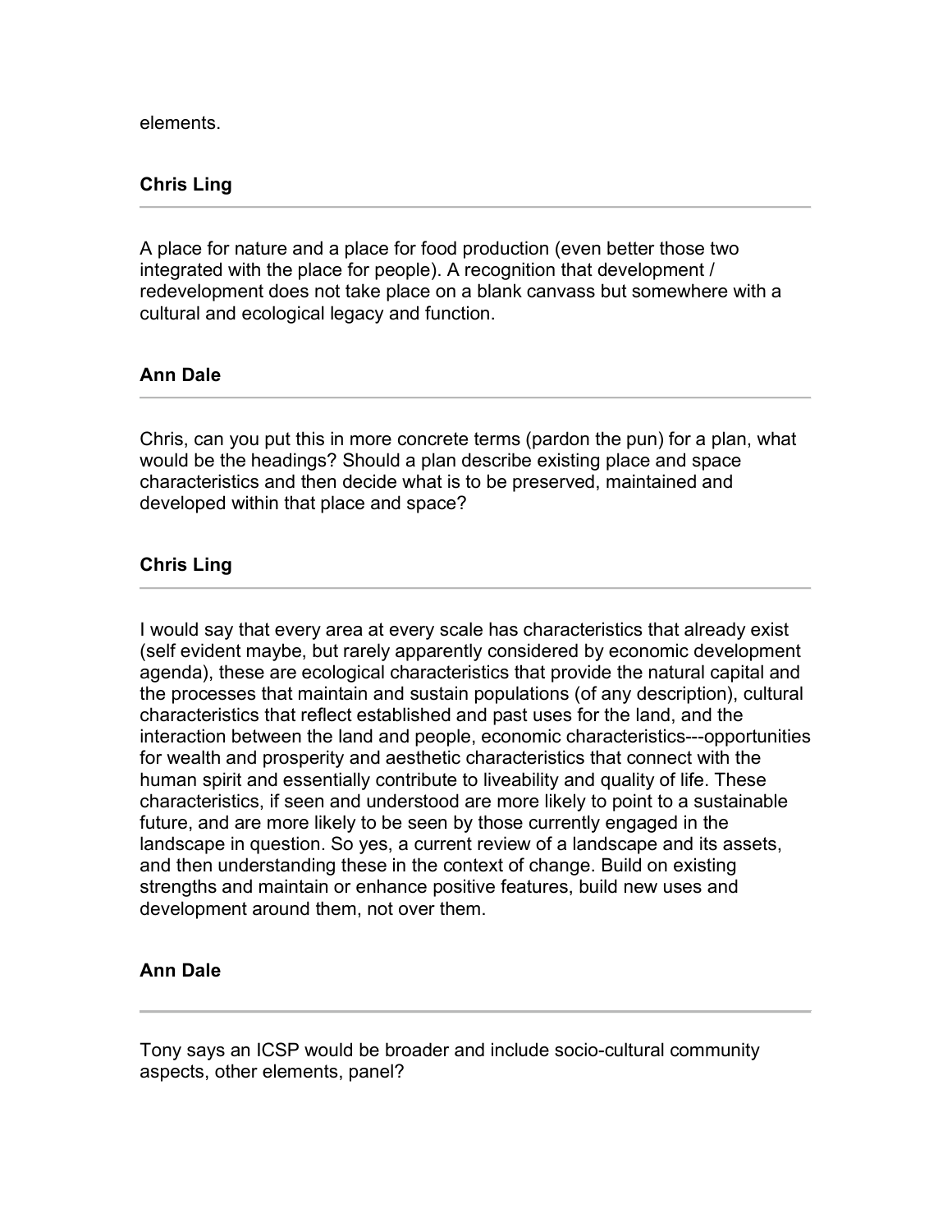elements.

**Chris Ling**

---

A place for nature and a place for food production (even better those two integrated with the place for people). A recognition that development / redevelopment does not take place on a blank canvass but somewhere with a cultural and ecological legacy and function.

**Ann Dale**

---

Chris, can you put this in more concrete terms (pardon the pun) for a plan, what would be the headings? Should a plan describe existing place and space characteristics and then decide what is to be preserved, maintained and developed within that place and space?

**Chris Ling**

---

I would say that every area at every scale has characteristics that already exist (self evident maybe, but rarely apparently considered by economic development agenda), these are ecological characteristics that provide the natural capital and the processes that maintain and sustain populations (of any description), cultural characteristics that reflect established and past uses for the land, and the interaction between the land and people, economic characteristics---opportunities for wealth and prosperity and aesthetic characteristics that connect with the human spirit and essentially contribute to liveability and quality of life. These characteristics, if seen and understood are more likely to point to a sustainable future, and are more likely to be seen by those currently engaged in the landscape in question. So yes, a current review of a landscape and its assets, and then understanding these in the context of change. Build on existing strengths and maintain or enhance positive features, build new uses and development around them, not over them.

**Ann Dale**

---

Tony says an ICSP would be broader and include socio-cultural community aspects, other elements, panel?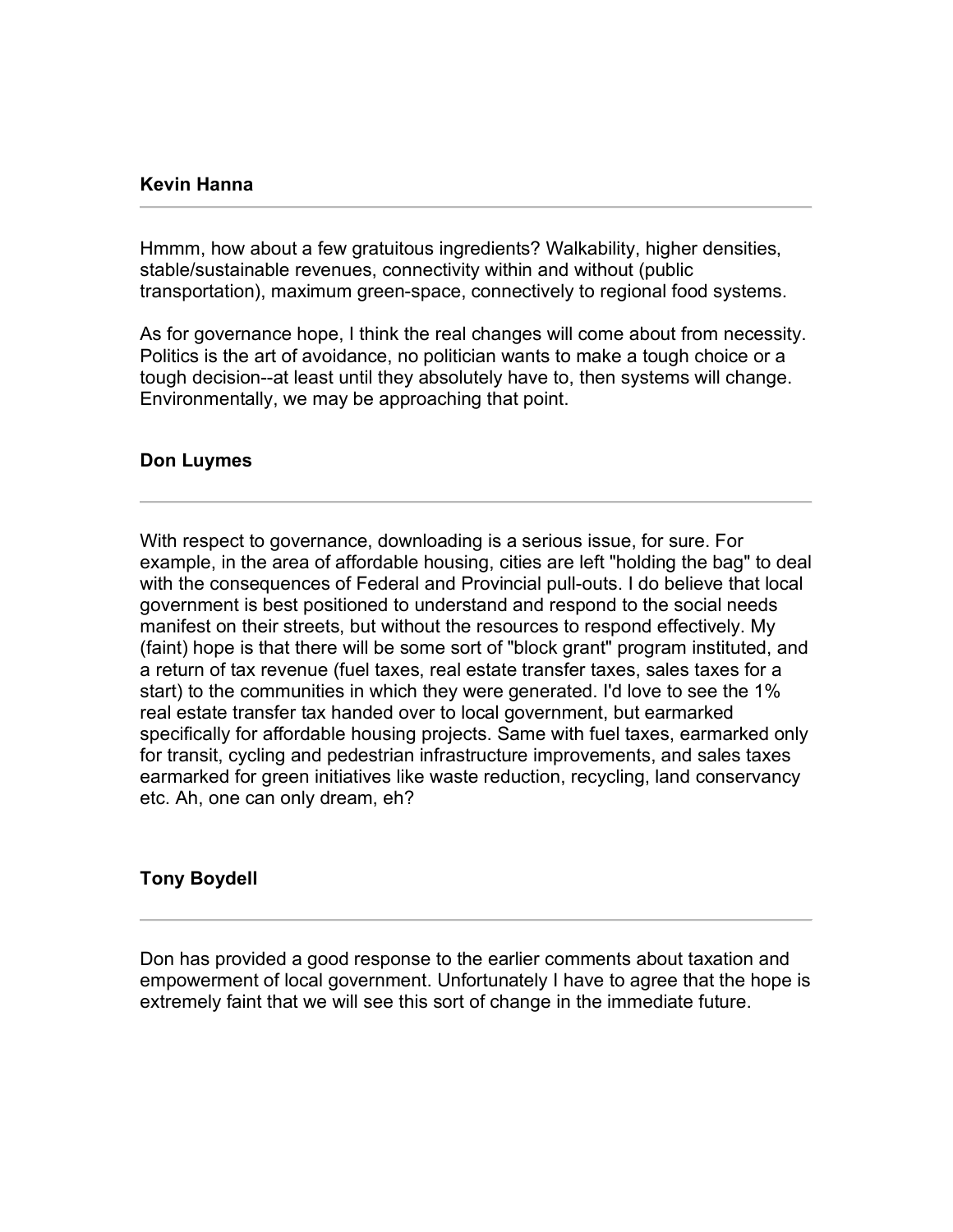**Kevin Hanna**

---

Hmmm, how about a few gratuitous ingredients? Walkability, higher densities, stable/sustainable revenues, connectivity within and without (public transportation), maximum green-space, connectively to regional food systems.

As for governance hope, I think the real changes will come about from necessity. Politics is the art of avoidance, no politician wants to make a tough choice or a tough decision--at least until they absolutely have to, then systems will change. Environmentally, we may be approaching that point.

**Don Luymes**

---

With respect to governance, downloading is a serious issue, for sure. For example, in the area of affordable housing, cities are left "holding the bag" to deal with the consequences of Federal and Provincial pull-outs. I do believe that local government is best positioned to understand and respond to the social needs manifest on their streets, but without the resources to respond effectively. My (faint) hope is that there will be some sort of "block grant" program instituted, and a return of tax revenue (fuel taxes, real estate transfer taxes, sales taxes for a start) to the communities in which they were generated. I'd love to see the 1% real estate transfer tax handed over to local government, but earmarked specifically for affordable housing projects. Same with fuel taxes, earmarked only for transit, cycling and pedestrian infrastructure improvements, and sales taxes earmarked for green initiatives like waste reduction, recycling, land conservancy etc. Ah, one can only dream, eh?

**Tony Boydell**

---

Don has provided a good response to the earlier comments about taxation and empowerment of local government. Unfortunately I have to agree that the hope is extremely faint that we will see this sort of change in the immediate future.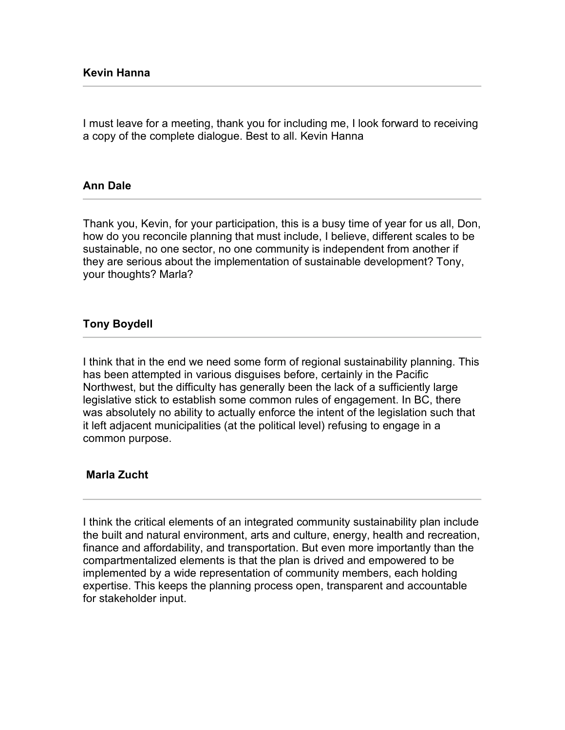**Kevin Hanna**

---

I must leave for a meeting, thank you for including me, I look forward to receiving a copy of the complete dialogue. Best to all. Kevin Hanna

**Ann Dale**

---

Thank you, Kevin, for your participation, this is a busy time of year for us all, Don, how do you reconcile planning that must include, I believe, different scales to be sustainable, no one sector, no one community is independent from another if they are serious about the implementation of sustainable development? Tony, your thoughts? Marla?

**Tony Boydell**

---

I think that in the end we need some form of regional sustainability planning. This has been attempted in various disguises before, certainly in the Pacific Northwest, but the difficulty has generally been the lack of a sufficiently large legislative stick to establish some common rules of engagement. In BC, there was absolutely no ability to actually enforce the intent of the legislation such that it left adjacent municipalities (at the political level) refusing to engage in a common purpose.

**Marla Zucht**

---

I think the critical elements of an integrated community sustainability plan include the built and natural environment, arts and culture, energy, health and recreation, finance and affordability, and transportation. But even more importantly than the compartmentalized elements is that the plan is drived and empowered to be implemented by a wide representation of community members, each holding expertise. This keeps the planning process open, transparent and accountable for stakeholder input.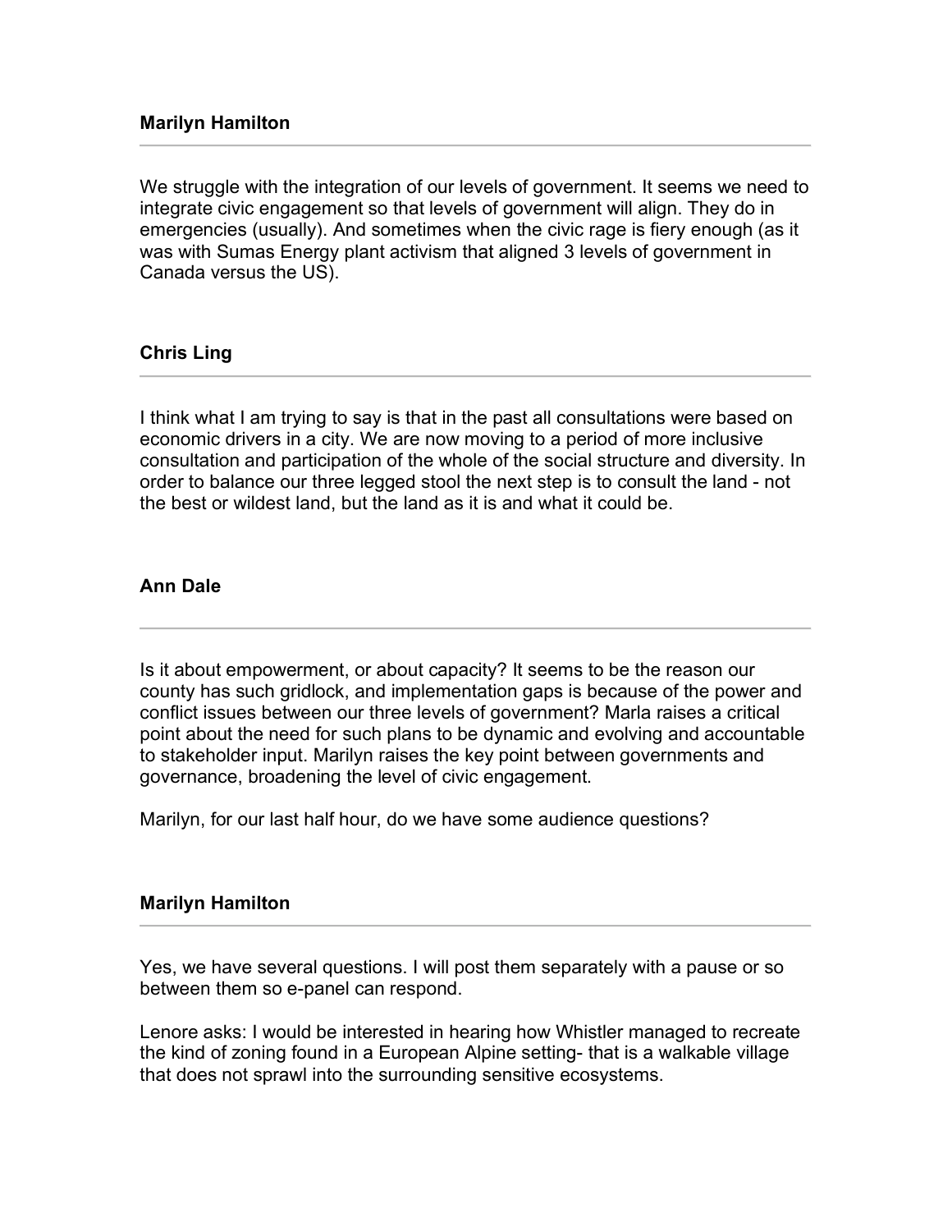**Marilyn Hamilton**

---

We struggle with the integration of our levels of government. It seems we need to integrate civic engagement so that levels of government will align. They do in emergencies (usually). And sometimes when the civic rage is fiery enough (as it was with Sumas Energy plant activism that aligned 3 levels of government in Canada versus the US).

**Chris Ling**

---

I think what I am trying to say is that in the past all consultations were based on economic drivers in a city. We are now moving to a period of more inclusive consultation and participation of the whole of the social structure and diversity. In order to balance our three legged stool the next step is to consult the land - not the best or wildest land, but the land as it is and what it could be.

**Ann Dale**

---

Is it about empowerment, or about capacity? It seems to be the reason our county has such gridlock, and implementation gaps is because of the power and conflict issues between our three levels of government? Marla raises a critical point about the need for such plans to be dynamic and evolving and accountable to stakeholder input. Marilyn raises the key point between governments and governance, broadening the level of civic engagement.

Marilyn, for our last half hour, do we have some audience questions?

**Marilyn Hamilton**

---

Yes, we have several questions. I will post them separately with a pause or so between them so e-panel can respond.

Lenore asks: I would be interested in hearing how Whistler managed to recreate the kind of zoning found in a European Alpine setting- that is a walkable village that does not sprawl into the surrounding sensitive ecosystems.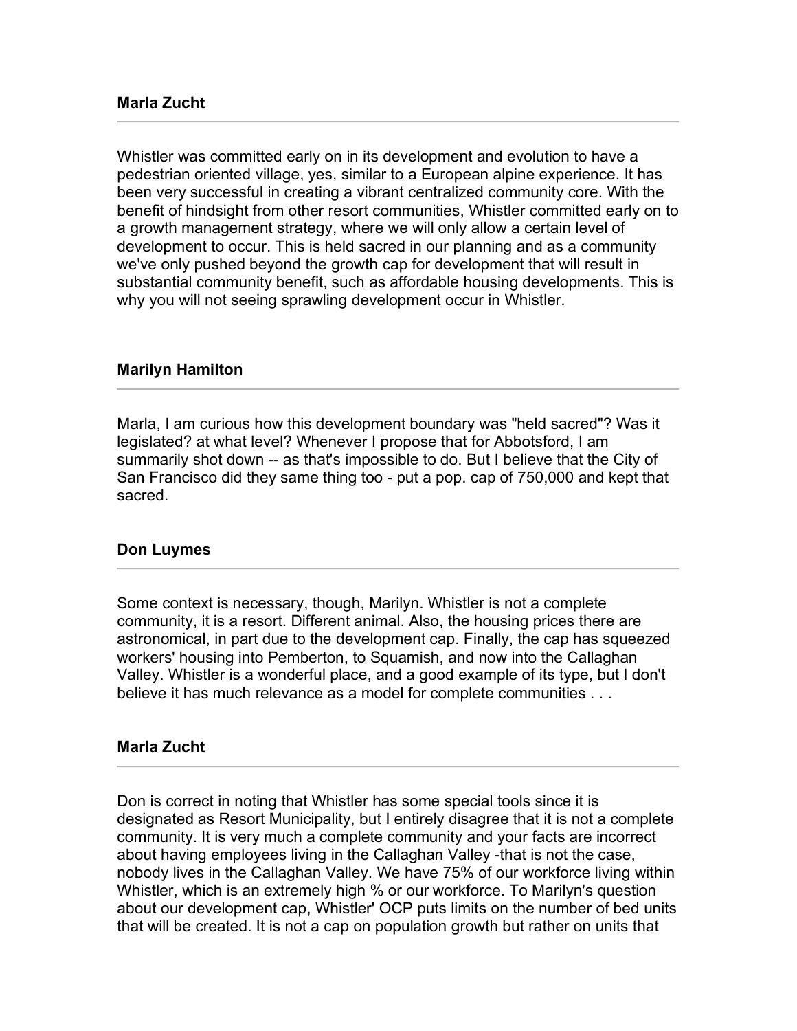**Marla Zucht**

---

Whistler was committed early on in its development and evolution to have a pedestrian oriented village, yes, similar to a European alpine experience. It has been very successful in creating a vibrant centralized community core. With the benefit of hindsight from other resort communities, Whistler committed early on to a growth management strategy, where we will only allow a certain level of development to occur. This is held sacred in our planning and as a community we've only pushed beyond the growth cap for development that will result in substantial community benefit, such as affordable housing developments. This is why you will not seeing sprawling development occur in Whistler.

**Marilyn Hamilton**

---

Marla, I am curious how this development boundary was "held sacred"? Was it legislated? at what level? Whenever I propose that for Abbotsford, I am summarily shot down -- as that's impossible to do. But I believe that the City of San Francisco did they same thing too - put a pop. cap of 750,000 and kept that sacred.

**Don Luymes**

---

Some context is necessary, though, Marilyn. Whistler is not a complete community, it is a resort. Different animal. Also, the housing prices there are astronomical, in part due to the development cap. Finally, the cap has squeezed workers' housing into Pemberton, to Squamish, and now into the Callaghan Valley. Whistler is a wonderful place, and a good example of its type, but I don't believe it has much relevance as a model for complete communities . . .

**Marla Zucht**

---

Don is correct in noting that Whistler has some special tools since it is designated as Resort Municipality, but I entirely disagree that it is not a complete community. It is very much a complete community and your facts are incorrect about having employees living in the Callaghan Valley -that is not the case, nobody lives in the Callaghan Valley. We have 75% of our workforce living within Whistler, which is an extremely high % or our workforce. To Marilyn's question about our development cap, Whistler' OCP puts limits on the number of bed units that will be created. It is not a cap on population growth but rather on units that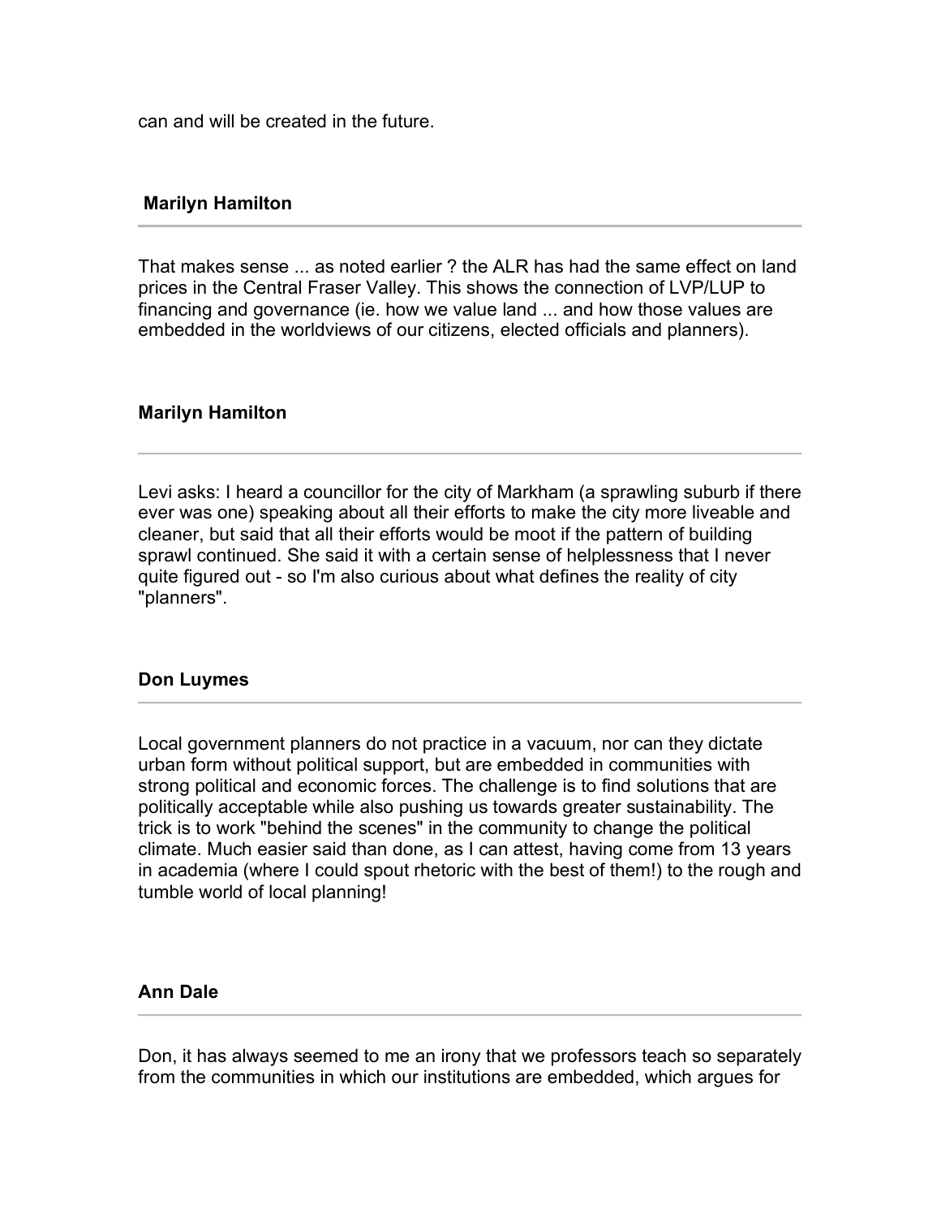can and will be created in the future.

**Marilyn Hamilton**

That makes sense ... as noted earlier ? the ALR has had the same effect on land prices in the Central Fraser Valley. This shows the connection of LVP/LUP to financing and governance (ie. how we value land ... and how those values are embedded in the worldviews of our citizens, elected officials and planners).

**Marilyn Hamilton**

Levi asks: I heard a councillor for the city of Markham (a sprawling suburb if there ever was one) speaking about all their efforts to make the city more liveable and cleaner, but said that all their efforts would be moot if the pattern of building sprawl continued. She said it with a certain sense of helplessness that I never quite figured out - so I'm also curious about what defines the reality of city "planners".

**Don Luymes**

Local government planners do not practice in a vacuum, nor can they dictate urban form without political support, but are embedded in communities with strong political and economic forces. The challenge is to find solutions that are politically acceptable while also pushing us towards greater sustainability. The trick is to work "behind the scenes" in the community to change the political climate. Much easier said than done, as I can attest, having come from 13 years in academia (where I could spout rhetoric with the best of them!) to the rough and tumble world of local planning!

**Ann Dale**

Don, it has always seemed to me an irony that we professors teach so separately from the communities in which our institutions are embedded, which argues for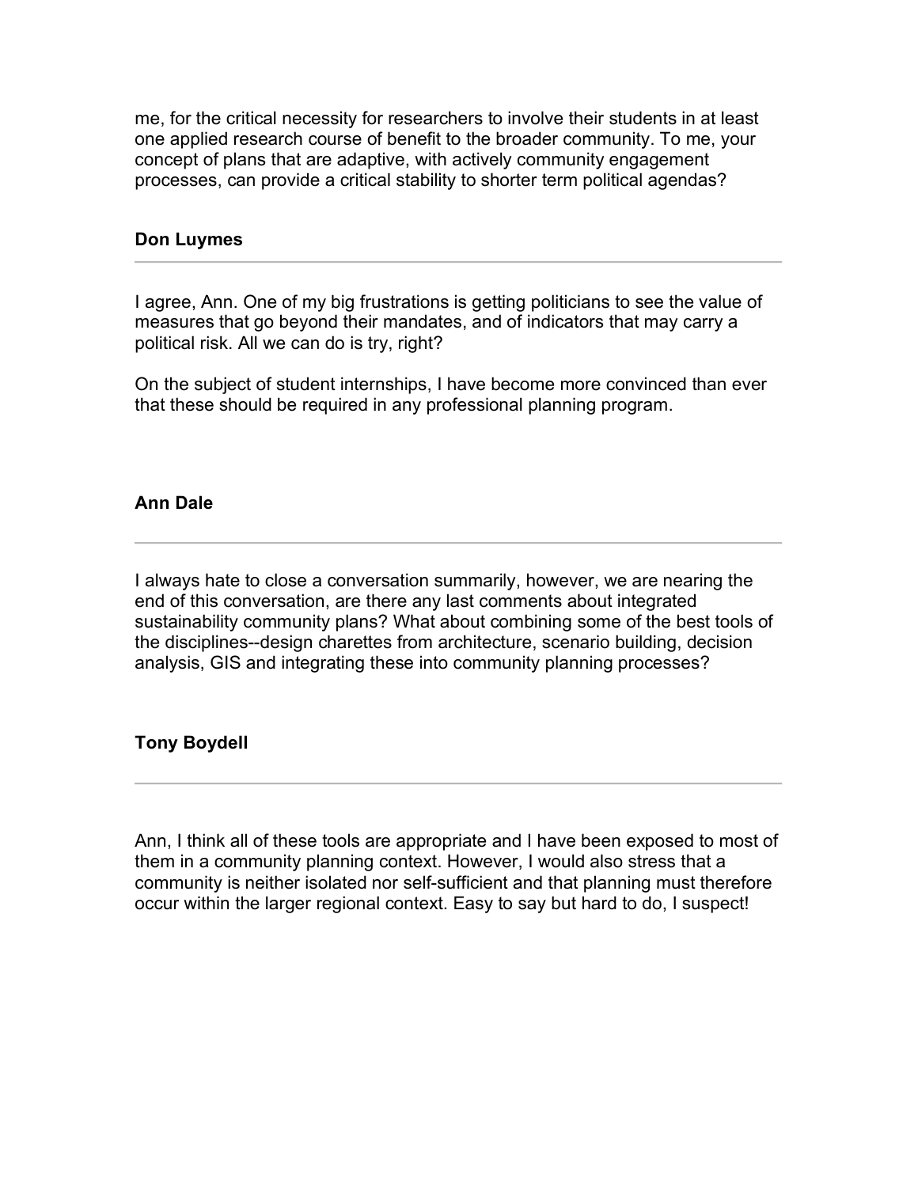me, for the critical necessity for researchers to involve their students in at least one applied research course of benefit to the broader community. To me, your concept of plans that are adaptive, with actively community engagement processes, can provide a critical stability to shorter term political agendas?

**Don Luymes**

---

I agree, Ann. One of my big frustrations is getting politicians to see the value of measures that go beyond their mandates, and of indicators that may carry a political risk. All we can do is try, right?

On the subject of student internships, I have become more convinced than ever that these should be required in any professional planning program.

**Ann Dale**

---

I always hate to close a conversation summarily, however, we are nearing the end of this conversation, are there any last comments about integrated sustainability community plans? What about combining some of the best tools of the disciplines--design charettes from architecture, scenario building, decision analysis, GIS and integrating these into community planning processes?

**Tony Boydell**

---

Ann, I think all of these tools are appropriate and I have been exposed to most of them in a community planning context. However, I would also stress that a community is neither isolated nor self-sufficient and that planning must therefore occur within the larger regional context. Easy to say but hard to do, I suspect!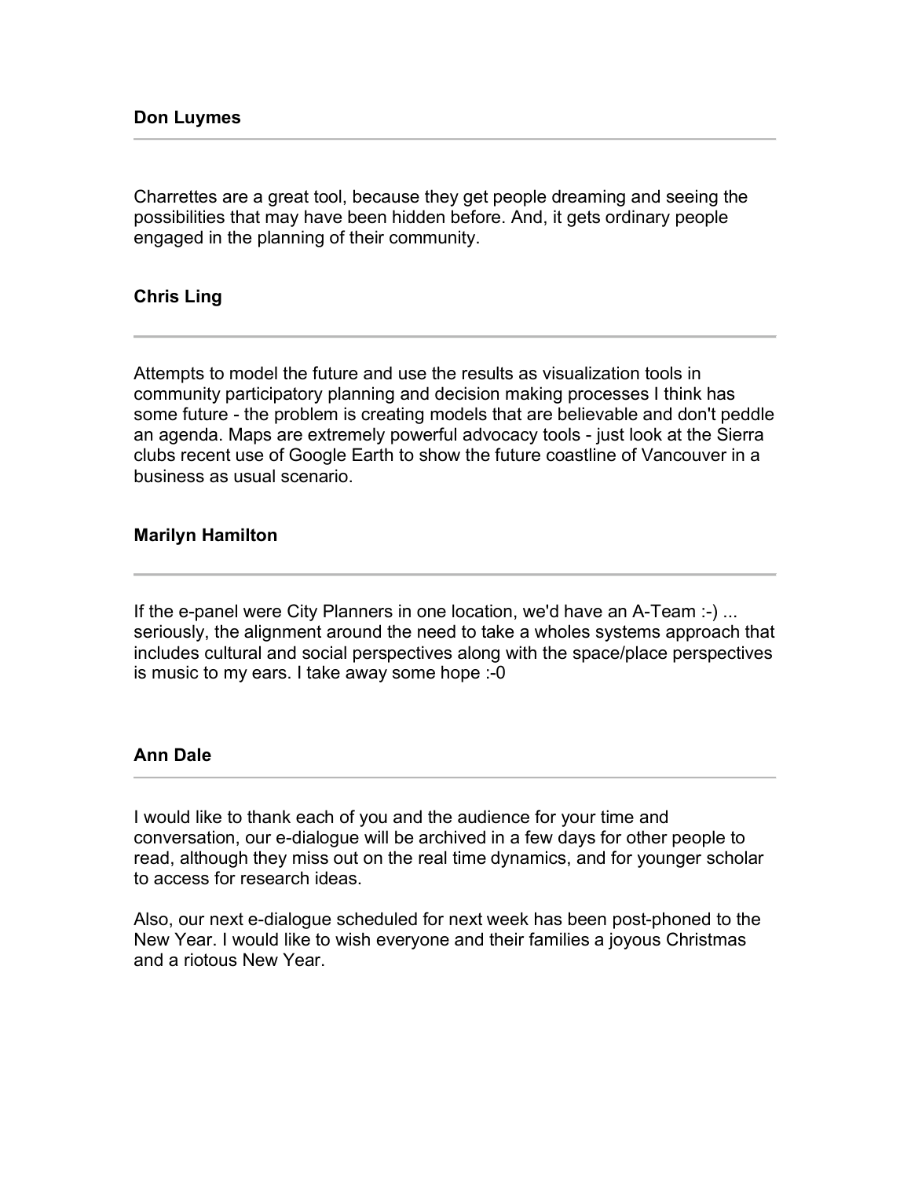**Don Luymes**

---

Charrettes are a great tool, because they get people dreaming and seeing the possibilities that may have been hidden before. And, it gets ordinary people engaged in the planning of their community.

**Chris Ling**

---

Attempts to model the future and use the results as visualization tools in community participatory planning and decision making processes I think has some future - the problem is creating models that are believable and don't peddle an agenda. Maps are extremely powerful advocacy tools - just look at the Sierra clubs recent use of Google Earth to show the future coastline of Vancouver in a business as usual scenario.

**Marilyn Hamilton**

---

If the e-panel were City Planners in one location, we'd have an A-Team :-) ... seriously, the alignment around the need to take a wholes systems approach that includes cultural and social perspectives along with the space/place perspectives is music to my ears. I take away some hope :-0

**Ann Dale**

---

I would like to thank each of you and the audience for your time and conversation, our e-dialogue will be archived in a few days for other people to read, although they miss out on the real time dynamics, and for younger scholar to access for research ideas.

Also, our next e-dialogue scheduled for next week has been post-phoned to the New Year. I would like to wish everyone and their families a joyous Christmas and a riotous New Year.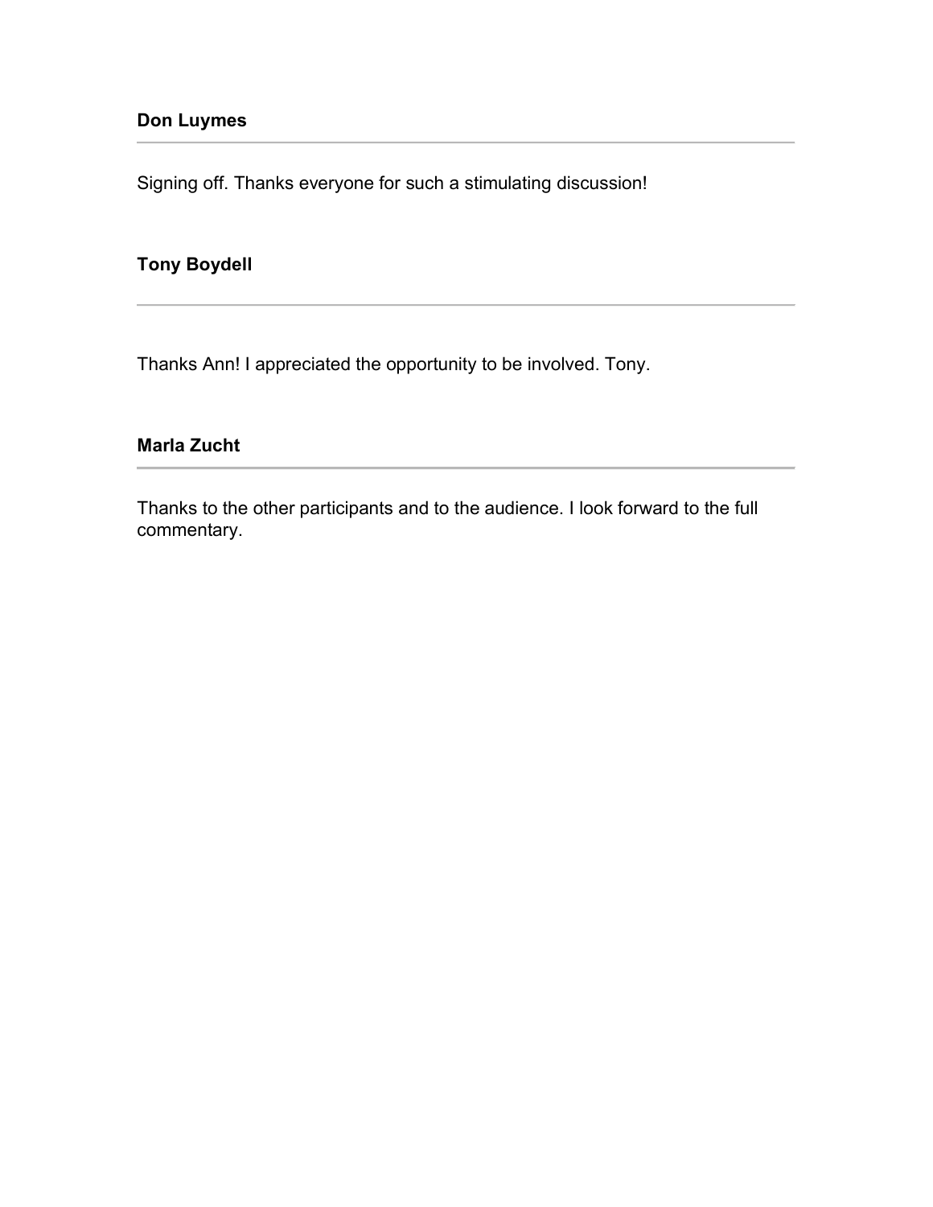**Don Luymes**

---

Signing off. Thanks everyone for such a stimulating discussion!

**Tony Boydell**

---

Thanks Ann! I appreciated the opportunity to be involved. Tony.

**Marla Zucht**

---

Thanks to the other participants and to the audience. I look forward to the full commentary.